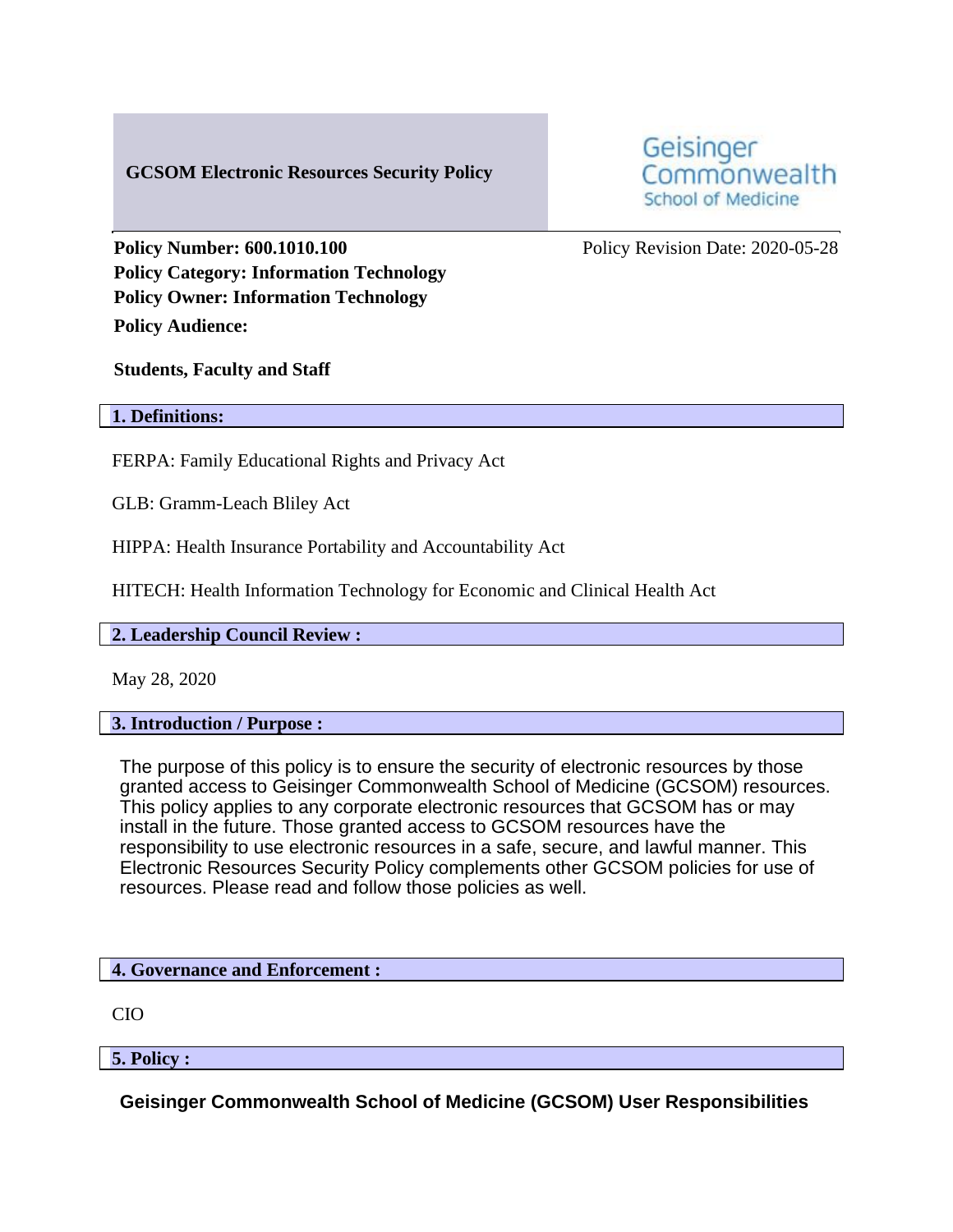# GCSOM Electronic Resources Security Policy

Geisinger Commonwealth School of Medicine

**Policy Number: 600.1010.100**

Policy Revision Date: 2020-05-28

**Policy Category: Information Technology**

**Policy Owner: Information Technology**

**Policy Audience:**

**Students, Faculty and Staff**

## 1. Definitions:

FERPA: Family Educational Rights and Privacy Act

GLB: Gramm-Leach Bliley Act

HIPPA: Health Insurance Portability and Accountability Act

HITECH: Health Information Technology for Economic and Clinical Health Act

## 2. Leadership Council Review :

May 28, 2020

## 3. Introduction / Purpose :

The purpose of this policy is to ensure the security of electronic resources by those granted access to Geisinger Commonwealth School of Medicine (GCSOM) resources. This policy applies to any corporate electronic resources that GCSOM has or may install in the future. Those granted access to GCSOM resources have the responsibility to use electronic resources in a safe, secure, and lawful manner. This Electronic Resources Security Policy complements other GCSOM policies for use of resources. Please read and follow those policies as well.

## 4. Governance and Enforcement :

CIO

## 5. Policy :

### Geisinger Commonwealth School of Medicine (GCSOM) User Responsibilities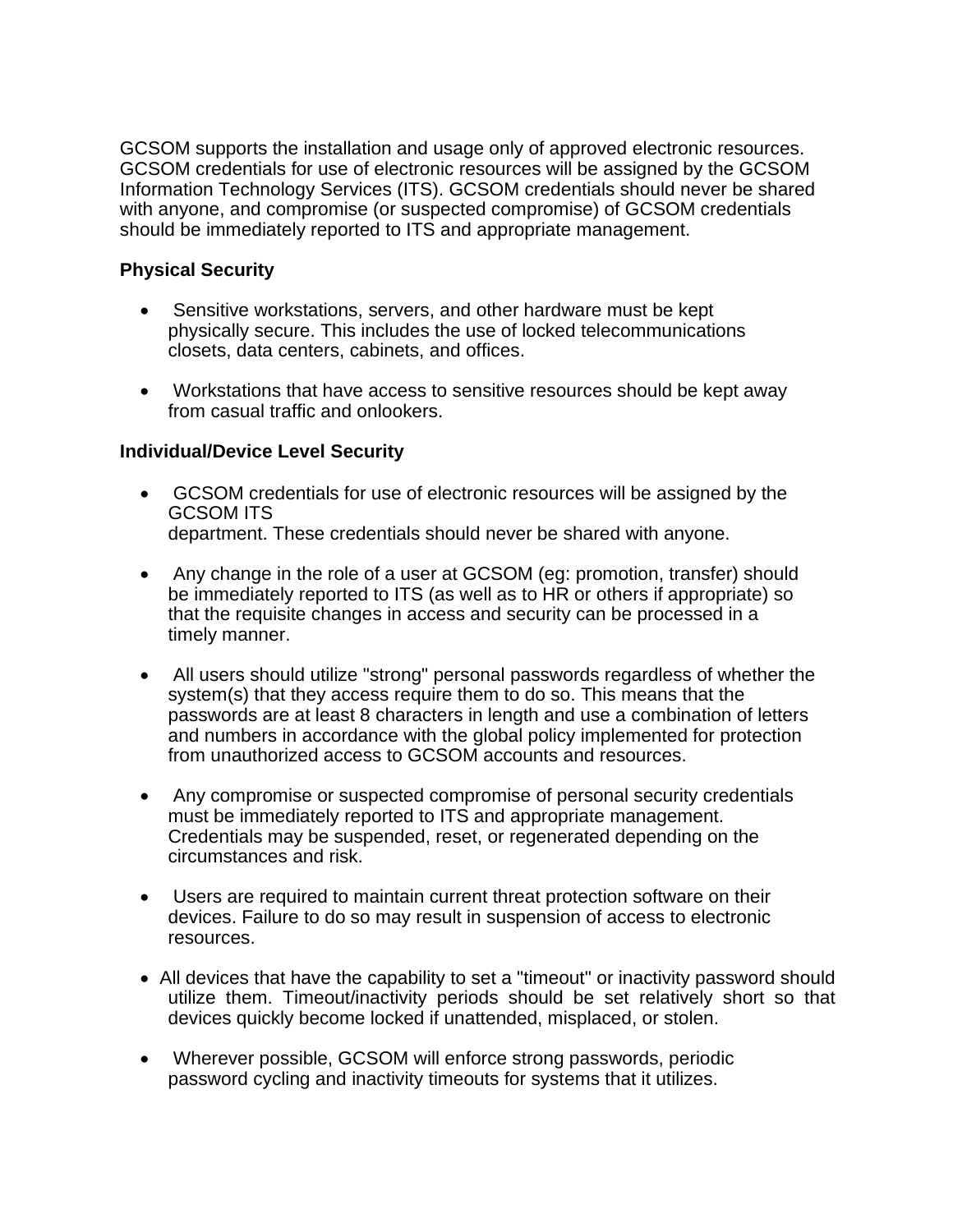GCSOM supports the installation and usage only of approved electronic resources. GCSOM credentials for use of electronic resources will be assigned by the GCSOM Information Technology Services (ITS). GCSOM credentials should never be shared with anyone, and compromise (or suspected compromise) of GCSOM credentials should be immediately reported to ITS and appropriate management.

**Physical Security**

- Sensitive workstations, servers, and other hardware must be kept physically secure. This includes the use of locked telecommunications closets, data centers, cabinets, and offices.

- Workstations that have access to sensitive resources should be kept away from casual traffic and onlookers.

**Individual/Device Level Security**

- GCSOM credentials for use of electronic resources will be assigned by the GCSOM ITS department. These credentials should never be shared with anyone.

- Any change in the role of a user at GCSOM (eg: promotion, transfer) should be immediately reported to ITS (as well as to HR or others if appropriate) so that the requisite changes in access and security can be processed in a timely manner.

- All users should utilize "strong" personal passwords regardless of whether the system(s) that they access require them to do so. This means that the passwords are at least 8 characters in length and use a combination of letters and numbers in accordance with the global policy implemented for protection from unauthorized access to GCSOM accounts and resources.

- Any compromise or suspected compromise of personal security credentials must be immediately reported to ITS and appropriate management. Credentials may be suspended, reset, or regenerated depending on the circumstances and risk.

- Users are required to maintain current threat protection software on their devices. Failure to do so may result in suspension of access to electronic resources.

- All devices that have the capability to set a "timeout" or inactivity password should utilize them. Timeout/inactivity periods should be set relatively short so that devices quickly become locked if unattended, misplaced, or stolen.

- Wherever possible, GCSOM will enforce strong passwords, periodic password cycling and inactivity timeouts for systems that it utilizes.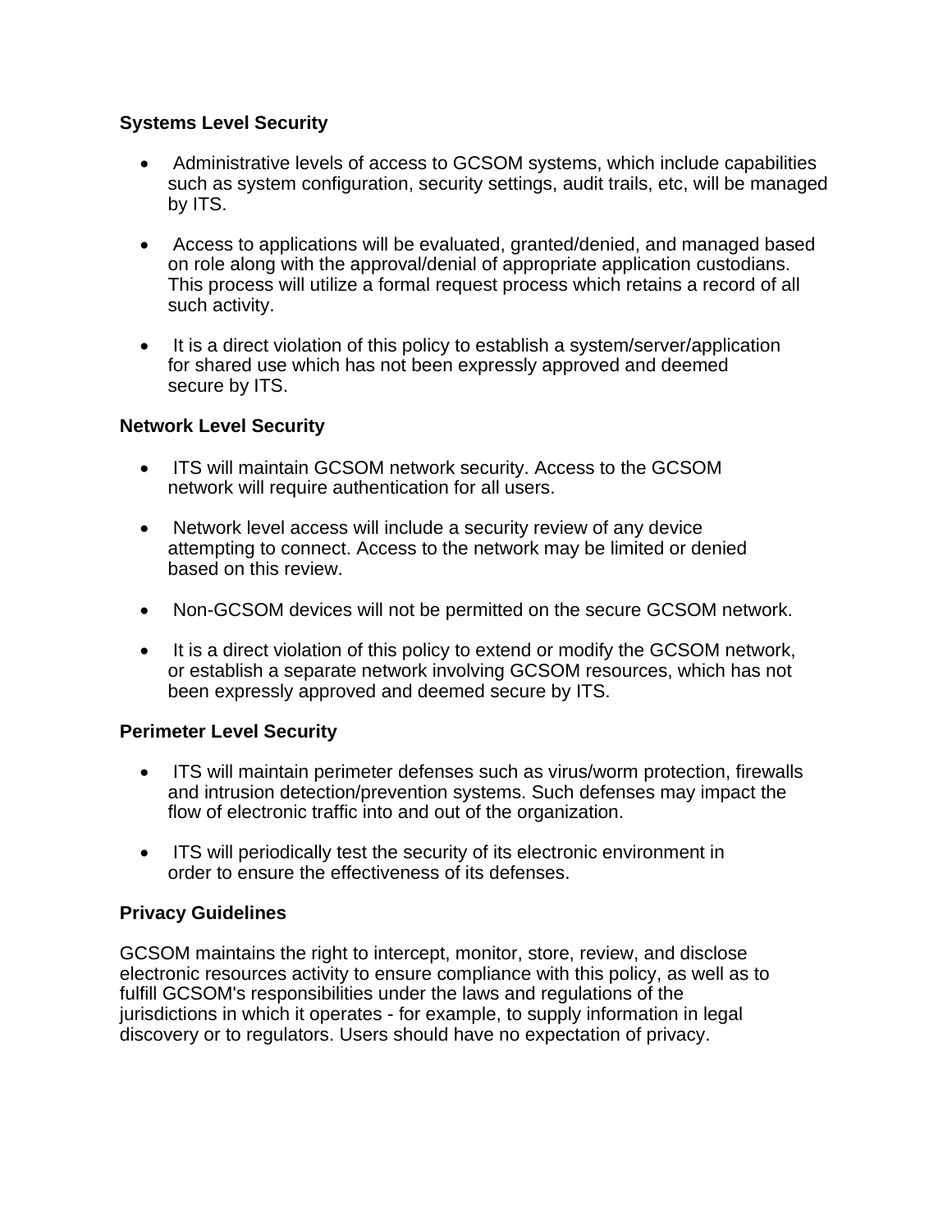**Systems Level Security**

- Administrative levels of access to GCSOM systems, which include capabilities such as system configuration, security settings, audit trails, etc, will be managed by ITS.

- Access to applications will be evaluated, granted/denied, and managed based on role along with the approval/denial of appropriate application custodians. This process will utilize a formal request process which retains a record of all such activity.

- It is a direct violation of this policy to establish a system/server/application for shared use which has not been expressly approved and deemed secure by ITS.

**Network Level Security**

- ITS will maintain GCSOM network security. Access to the GCSOM network will require authentication for all users.

- Network level access will include a security review of any device attempting to connect. Access to the network may be limited or denied based on this review.

- Non-GCSOM devices will not be permitted on the secure GCSOM network.

- It is a direct violation of this policy to extend or modify the GCSOM network, or establish a separate network involving GCSOM resources, which has not been expressly approved and deemed secure by ITS.

**Perimeter Level Security**

- ITS will maintain perimeter defenses such as virus/worm protection, firewalls and intrusion detection/prevention systems. Such defenses may impact the flow of electronic traffic into and out of the organization.

- ITS will periodically test the security of its electronic environment in order to ensure the effectiveness of its defenses.

**Privacy Guidelines**

GCSOM maintains the right to intercept, monitor, store, review, and disclose electronic resources activity to ensure compliance with this policy, as well as to fulfill GCSOM's responsibilities under the laws and regulations of the jurisdictions in which it operates - for example, to supply information in legal discovery or to regulators. Users should have no expectation of privacy.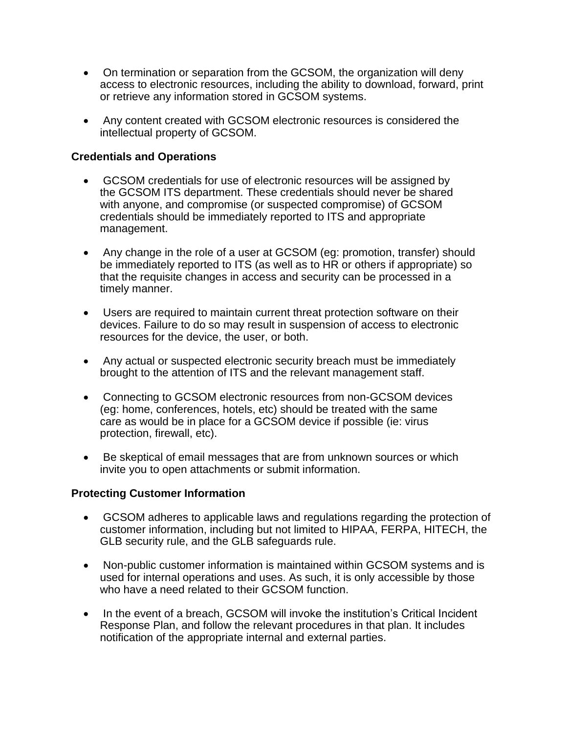- On termination or separation from the GCSOM, the organization will deny access to electronic resources, including the ability to download, forward, print or retrieve any information stored in GCSOM systems.

- Any content created with GCSOM electronic resources is considered the intellectual property of GCSOM.

**Credentials and Operations**

- GCSOM credentials for use of electronic resources will be assigned by the GCSOM ITS department. These credentials should never be shared with anyone, and compromise (or suspected compromise) of GCSOM credentials should be immediately reported to ITS and appropriate management.

- Any change in the role of a user at GCSOM (eg: promotion, transfer) should be immediately reported to ITS (as well as to HR or others if appropriate) so that the requisite changes in access and security can be processed in a timely manner.

- Users are required to maintain current threat protection software on their devices. Failure to do so may result in suspension of access to electronic resources for the device, the user, or both.

- Any actual or suspected electronic security breach must be immediately brought to the attention of ITS and the relevant management staff.

- Connecting to GCSOM electronic resources from non-GCSOM devices (eg: home, conferences, hotels, etc) should be treated with the same care as would be in place for a GCSOM device if possible (ie: virus protection, firewall, etc).

- Be skeptical of email messages that are from unknown sources or which invite you to open attachments or submit information.

**Protecting Customer Information**

- GCSOM adheres to applicable laws and regulations regarding the protection of customer information, including but not limited to HIPAA, FERPA, HITECH, the GLB security rule, and the GLB safeguards rule.

- Non-public customer information is maintained within GCSOM systems and is used for internal operations and uses. As such, it is only accessible by those who have a need related to their GCSOM function.

- In the event of a breach, GCSOM will invoke the institution's Critical Incident Response Plan, and follow the relevant procedures in that plan. It includes notification of the appropriate internal and external parties.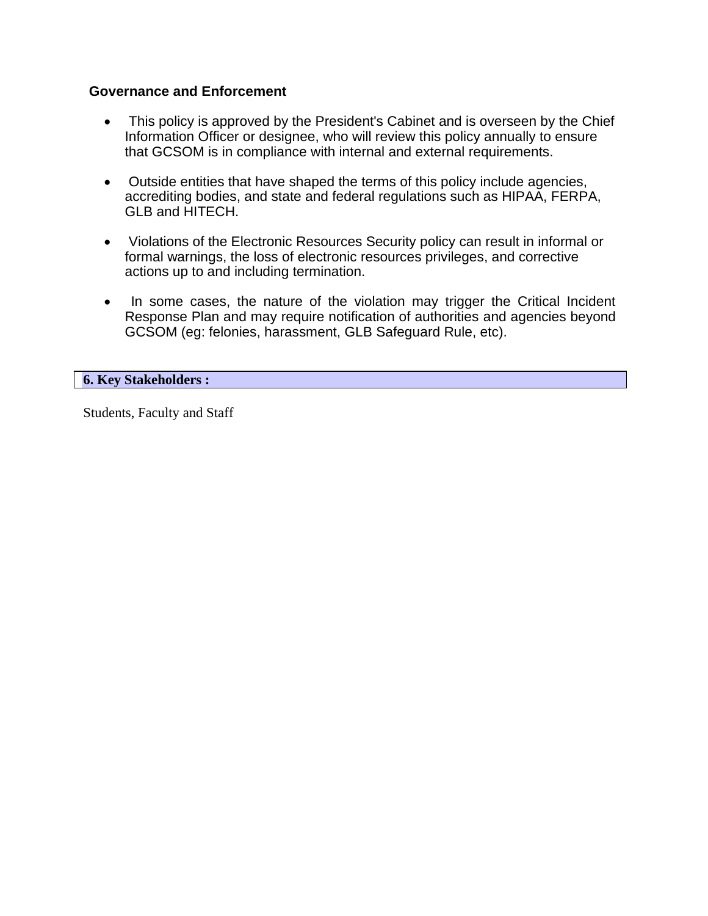**Governance and Enforcement**

- This policy is approved by the President's Cabinet and is overseen by the Chief Information Officer or designee, who will review this policy annually to ensure that GCSOM is in compliance with internal and external requirements.

- Outside entities that have shaped the terms of this policy include agencies, accrediting bodies, and state and federal regulations such as HIPAA, FERPA, GLB and HITECH.

- Violations of the Electronic Resources Security policy can result in informal or formal warnings, the loss of electronic resources privileges, and corrective actions up to and including termination.

- In some cases, the nature of the violation may trigger the Critical Incident Response Plan and may require notification of authorities and agencies beyond GCSOM (eg: felonies, harassment, GLB Safeguard Rule, etc).

## 6. Key Stakeholders :

Students, Faculty and Staff